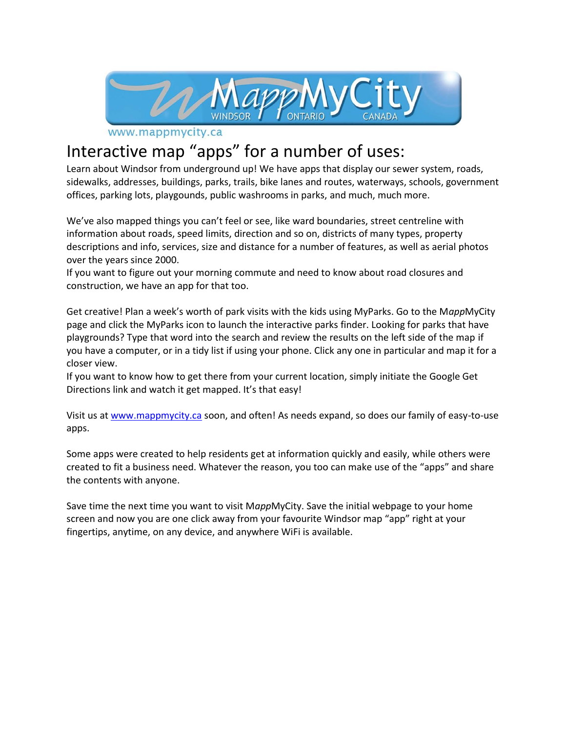MappMyCity WINDSOR ONTARIO CANADA

www.mappmycity.ca

# Interactive map "apps" for a number of uses:

Learn about Windsor from underground up! We have apps that display our sewer system, roads, sidewalks, addresses, buildings, parks, trails, bike lanes and routes, waterways, schools, government offices, parking lots, playgounds, public washrooms in parks, and much, much more.

We've also mapped things you can't feel or see, like ward boundaries, street centreline with information about roads, speed limits, direction and so on, districts of many types, property descriptions and info, services, size and distance for a number of features, as well as aerial photos over the years since 2000.

If you want to figure out your morning commute and need to know about road closures and construction, we have an app for that too.

Get creative! Plan a week's worth of park visits with the kids using MyParks. Go to the M*app*MyCity page and click the MyParks icon to launch the interactive parks finder. Looking for parks that have playgrounds? Type that word into the search and review the results on the left side of the map if you have a computer, or in a tidy list if using your phone. Click any one in particular and map it for a closer view.

If you want to know how to get there from your current location, simply initiate the Google Get Directions link and watch it get mapped. It's that easy!

Visit us at [www.mappmycity.ca](http://www.mappmycity.ca) soon, and often! As needs expand, so does our family of easy-to-use apps.

Some apps were created to help residents get at information quickly and easily, while others were created to fit a business need. Whatever the reason, you too can make use of the "apps" and share the contents with anyone.

Save time the next time you want to visit M*app*MyCity. Save the initial webpage to your home screen and now you are one click away from your favourite Windsor map "app" right at your fingertips, anytime, on any device, and anywhere WiFi is available.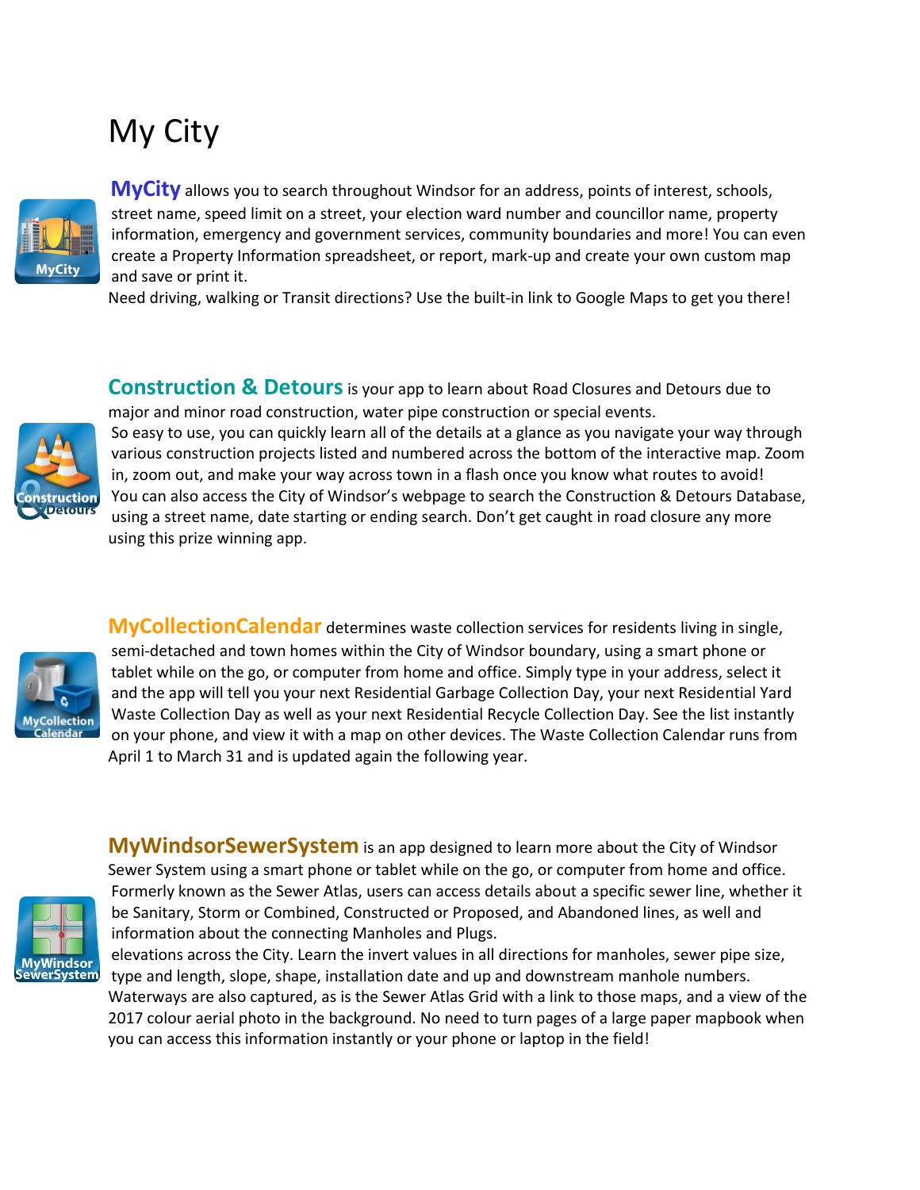# My City

**MyCity** allows you to search throughout Windsor for an address, points of interest, schools, street name, speed limit on a street, your election ward number and councillor name, property information, emergency and government services, community boundaries and more! You can even create a Property Information spreadsheet, or report, mark-up and create your own custom map and save or print it.
Need driving, walking or Transit directions? Use the built-in link to Google Maps to get you there!

**Construction & Detours** is your app to learn about Road Closures and Detours due to major and minor road construction, water pipe construction or special events.
So easy to use, you can quickly learn all of the details at a glance as you navigate your way through various construction projects listed and numbered across the bottom of the interactive map. Zoom in, zoom out, and make your way across town in a flash once you know what routes to avoid!
You can also access the City of Windsor's webpage to search the Construction & Detours Database, using a street name, date starting or ending search. Don't get caught in road closure any more using this prize winning app.

**MyCollectionCalendar** determines waste collection services for residents living in single, semi-detached and town homes within the City of Windsor boundary, using a smart phone or tablet while on the go, or computer from home and office. Simply type in your address, select it and the app will tell you your next Residential Garbage Collection Day, your next Residential Yard Waste Collection Day as well as your next Residential Recycle Collection Day. See the list instantly on your phone, and view it with a map on other devices. The Waste Collection Calendar runs from April 1 to March 31 and is updated again the following year.

**MyWindsorSewerSystem** is an app designed to learn more about the City of Windsor Sewer System using a smart phone or tablet while on the go, or computer from home and office.
Formerly known as the Sewer Atlas, users can access details about a specific sewer line, whether it be Sanitary, Storm or Combined, Constructed or Proposed, and Abandoned lines, as well and information about the connecting Manholes and Plugs.
elevations across the City. Learn the invert values in all directions for manholes, sewer pipe size, type and length, slope, shape, installation date and up and downstream manhole numbers.
Waterways are also captured, as is the Sewer Atlas Grid with a link to those maps, and a view of the 2017 colour aerial photo in the background. No need to turn pages of a large paper mapbook when you can access this information instantly or your phone or laptop in the field!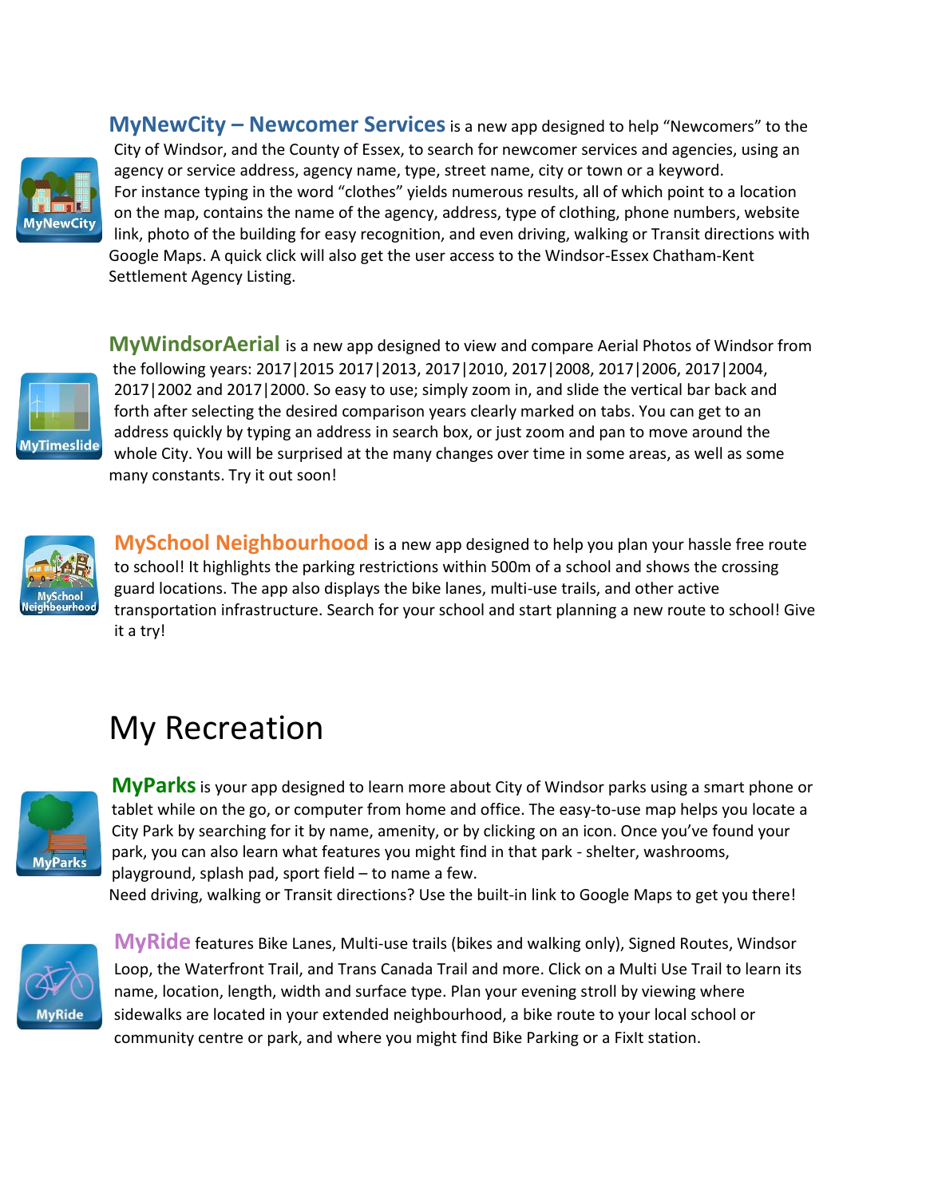**MyNewCity – Newcomer Services** is a new app designed to help "Newcomers" to the City of Windsor, and the County of Essex, to search for newcomer services and agencies, using an agency or service address, agency name, type, street name, city or town or a keyword. For instance typing in the word "clothes" yields numerous results, all of which point to a location on the map, contains the name of the agency, address, type of clothing, phone numbers, website link, photo of the building for easy recognition, and even driving, walking or Transit directions with Google Maps. A quick click will also get the user access to the Windsor-Essex Chatham-Kent Settlement Agency Listing.

**MyWindsorAerial** is a new app designed to view and compare Aerial Photos of Windsor from the following years: 2017|2015 2017|2013, 2017|2010, 2017|2008, 2017|2006, 2017|2004, 2017|2002 and 2017|2000. So easy to use; simply zoom in, and slide the vertical bar back and forth after selecting the desired comparison years clearly marked on tabs. You can get to an address quickly by typing an address in search box, or just zoom and pan to move around the whole City. You will be surprised at the many changes over time in some areas, as well as some many constants. Try it out soon!

**MySchool Neighbourhood** is a new app designed to help you plan your hassle free route to school! It highlights the parking restrictions within 500m of a school and shows the crossing guard locations. The app also displays the bike lanes, multi-use trails, and other active transportation infrastructure. Search for your school and start planning a new route to school! Give it a try!

# My Recreation

**MyParks** is your app designed to learn more about City of Windsor parks using a smart phone or tablet while on the go, or computer from home and office. The easy-to-use map helps you locate a City Park by searching for it by name, amenity, or by clicking on an icon. Once you've found your park, you can also learn what features you might find in that park - shelter, washrooms, playground, splash pad, sport field – to name a few.
Need driving, walking or Transit directions? Use the built-in link to Google Maps to get you there!

**MyRide** features Bike Lanes, Multi-use trails (bikes and walking only), Signed Routes, Windsor Loop, the Waterfront Trail, and Trans Canada Trail and more. Click on a Multi Use Trail to learn its name, location, length, width and surface type. Plan your evening stroll by viewing where sidewalks are located in your extended neighbourhood, a bike route to your local school or community centre or park, and where you might find Bike Parking or a FixIt station.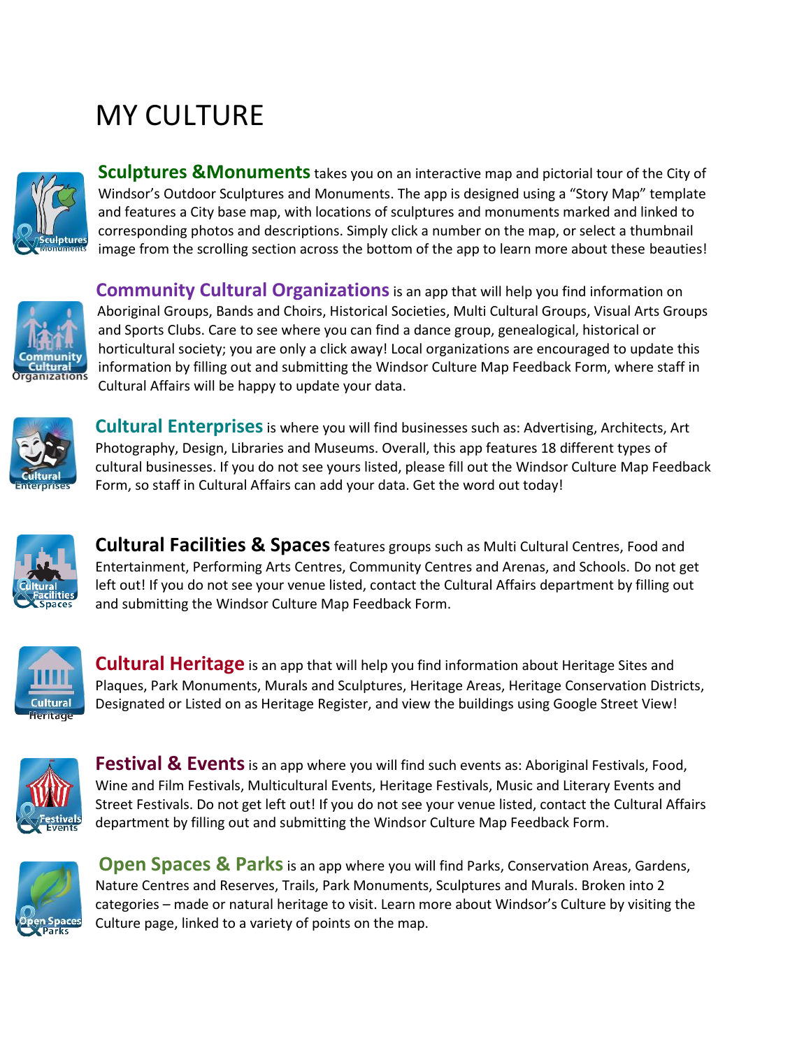# MY CULTURE

**Sculptures &Monuments** takes you on an interactive map and pictorial tour of the City of Windsor's Outdoor Sculptures and Monuments. The app is designed using a "Story Map" template and features a City base map, with locations of sculptures and monuments marked and linked to corresponding photos and descriptions. Simply click a number on the map, or select a thumbnail image from the scrolling section across the bottom of the app to learn more about these beauties!

**Community Cultural Organizations** is an app that will help you find information on Aboriginal Groups, Bands and Choirs, Historical Societies, Multi Cultural Groups, Visual Arts Groups and Sports Clubs. Care to see where you can find a dance group, genealogical, historical or horticultural society; you are only a click away! Local organizations are encouraged to update this information by filling out and submitting the Windsor Culture Map Feedback Form, where staff in Cultural Affairs will be happy to update your data.

**Cultural Enterprises** is where you will find businesses such as: Advertising, Architects, Art Photography, Design, Libraries and Museums. Overall, this app features 18 different types of cultural businesses. If you do not see yours listed, please fill out the Windsor Culture Map Feedback Form, so staff in Cultural Affairs can add your data. Get the word out today!

**Cultural Facilities & Spaces** features groups such as Multi Cultural Centres, Food and Entertainment, Performing Arts Centres, Community Centres and Arenas, and Schools. Do not get left out! If you do not see your venue listed, contact the Cultural Affairs department by filling out and submitting the Windsor Culture Map Feedback Form.

**Cultural Heritage** is an app that will help you find information about Heritage Sites and Plaques, Park Monuments, Murals and Sculptures, Heritage Areas, Heritage Conservation Districts, Designated or Listed on as Heritage Register, and view the buildings using Google Street View!

**Festival & Events** is an app where you will find such events as: Aboriginal Festivals, Food, Wine and Film Festivals, Multicultural Events, Heritage Festivals, Music and Literary Events and Street Festivals. Do not get left out! If you do not see your venue listed, contact the Cultural Affairs department by filling out and submitting the Windsor Culture Map Feedback Form.

**Open Spaces & Parks** is an app where you will find Parks, Conservation Areas, Gardens, Nature Centres and Reserves, Trails, Park Monuments, Sculptures and Murals. Broken into 2 categories – made or natural heritage to visit. Learn more about Windsor's Culture by visiting the Culture page, linked to a variety of points on the map.